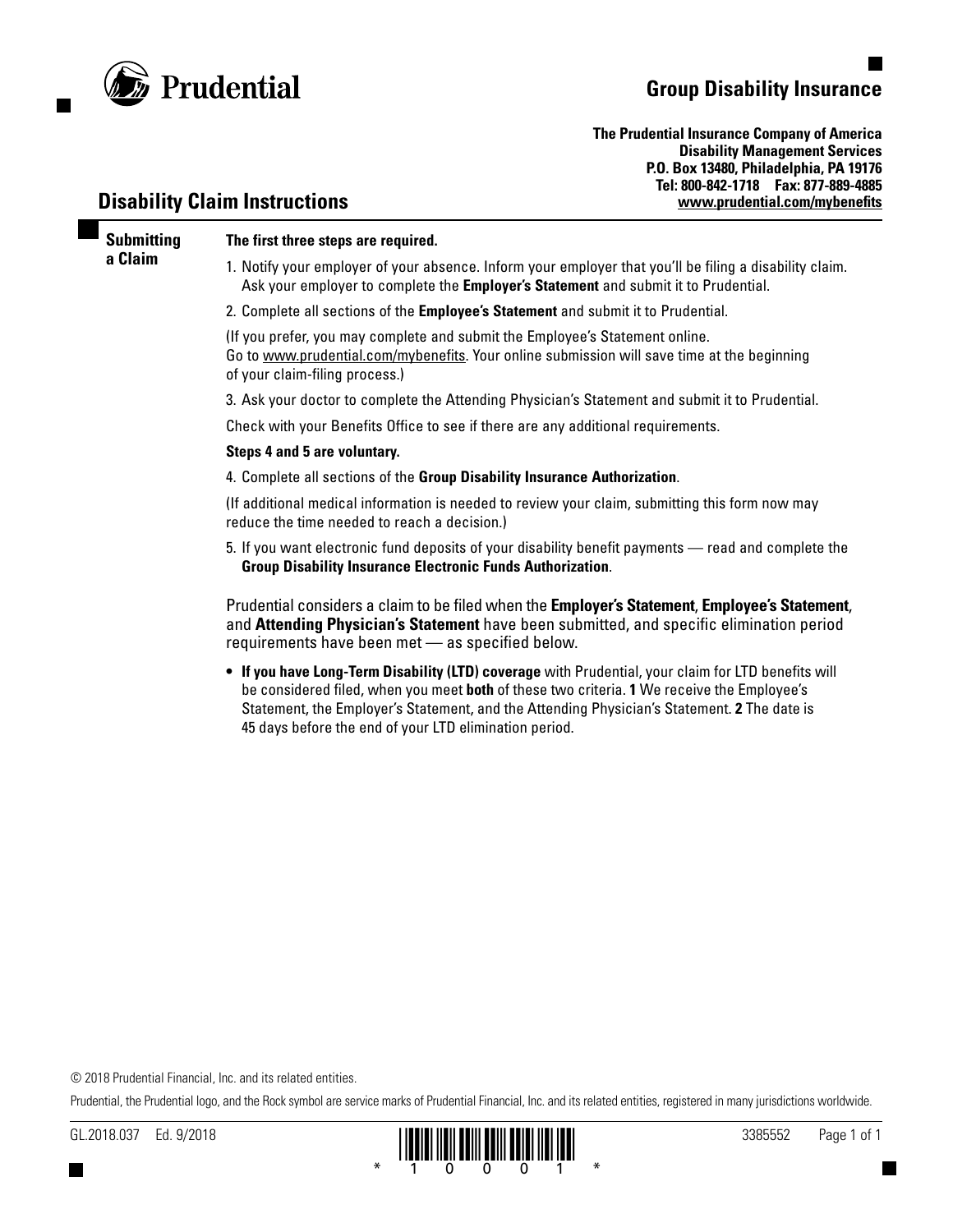Prudential

# Group Disability Insurance

**The Prudential Insurance Company of America**
**Disability Management Services**
**P.O. Box 13480, Philadelphia, PA 19176**
**Tel: 800-842-1718 Fax: 877-889-4885**
**www.prudential.com/mybenefits**

## Disability Claim Instructions

### Submitting a Claim

**The first three steps are required.**

1. Notify your employer of your absence. Inform your employer that you'll be filing a disability claim. Ask your employer to complete the **Employer's Statement** and submit it to Prudential.
2. Complete all sections of the **Employee's Statement** and submit it to Prudential.

(If you prefer, you may complete and submit the Employee's Statement online. Go to www.prudential.com/mybenefits. Your online submission will save time at the beginning of your claim-filing process.)

3. Ask your doctor to complete the Attending Physician's Statement and submit it to Prudential.

Check with your Benefits Office to see if there are any additional requirements.

**Steps 4 and 5 are voluntary.**

4. Complete all sections of the **Group Disability Insurance Authorization**.

(If additional medical information is needed to review your claim, submitting this form now may reduce the time needed to reach a decision.)

5. If you want electronic fund deposits of your disability benefit payments — read and complete the **Group Disability Insurance Electronic Funds Authorization**.

Prudential considers a claim to be filed when the **Employer's Statement**, **Employee's Statement**, and **Attending Physician's Statement** have been submitted, and specific elimination period requirements have been met — as specified below.

- **If you have Long-Term Disability (LTD) coverage** with Prudential, your claim for LTD benefits will be considered filed, when you meet **both** of these two criteria. **1** We receive the Employee's Statement, the Employer's Statement, and the Attending Physician's Statement. **2** The date is 45 days before the end of your LTD elimination period.

© 2018 Prudential Financial, Inc. and its related entities.

Prudential, the Prudential logo, and the Rock symbol are service marks of Prudential Financial, Inc. and its related entities, registered in many jurisdictions worldwide.

GL.2018.037 Ed. 9/2018 3385552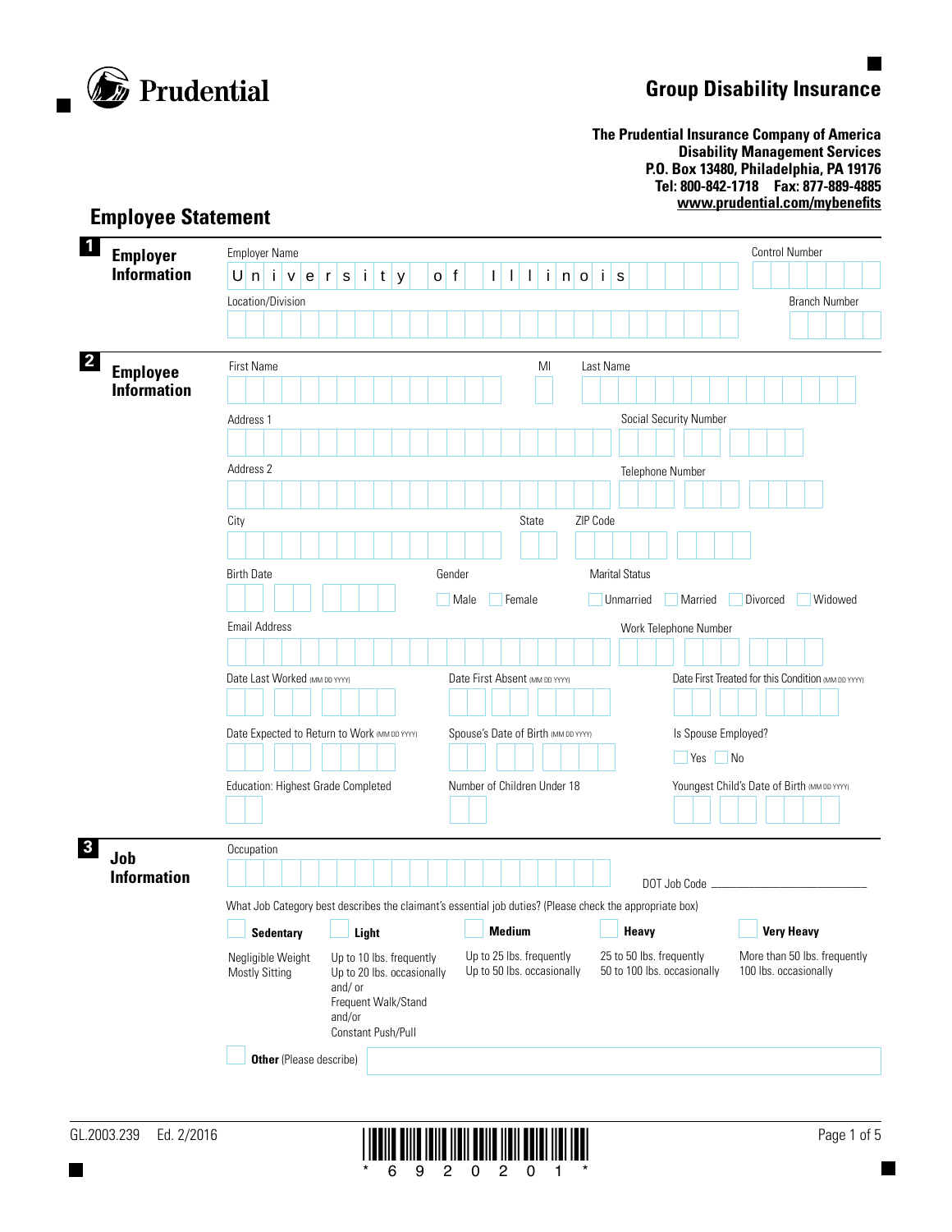Prudential

# Group Disability Insurance

**The Prudential Insurance Company of America**
**Disability Management Services**
**P.O. Box 13480, Philadelphia, PA 19176**
**Tel: 800-842-1718 Fax: 877-889-4885**
**www.prudential.com/mybenefits**

## Employee Statement

### 1 Employer Information

Employer Name: University of Illinois

Control Number:

Location/Division:

Branch Number:

### 2 Employee Information

First Name:

MI:

Last Name:

Address 1:

Social Security Number:

Address 2:

Telephone Number:

City:

State:

ZIP Code:

Birth Date:

Gender: ☐ Male ☐ Female

Marital Status: ☐ Unmarried ☐ Married ☐ Divorced ☐ Widowed

Email Address:

Work Telephone Number:

Date Last Worked (MM DD YYYY):

Date First Absent (MM DD YYYY):

Date First Treated for this Condition (MM DD YYYY):

Date Expected to Return to Work (MM DD YYYY):

Spouse's Date of Birth (MM DD YYYY):

Is Spouse Employed? ☐ Yes ☐ No

Education: Highest Grade Completed:

Number of Children Under 18:

Youngest Child's Date of Birth (MM DD YYYY):

### 3 Job Information

Occupation:

DOT Job Code ____________________

What Job Category best describes the claimant's essential job duties? (Please check the appropriate box)

| ☐ **Sedentary** | ☐ **Light** | ☐ **Medium** | ☐ **Heavy** | ☐ **Very Heavy** |
|---|---|---|---|---|
| Negligible Weight Mostly Sitting | Up to 10 lbs. frequently Up to 20 lbs. occasionally and/ or Frequent Walk/Stand and/or Constant Push/Pull | Up to 25 lbs. frequently Up to 50 lbs. occasionally | 25 to 50 lbs. frequently 50 to 100 lbs. occasionally | More than 50 lbs. frequently 100 lbs. occasionally |

☐ **Other** (Please describe):

GL.2003.239 Ed. 2/2016

\*6920201\*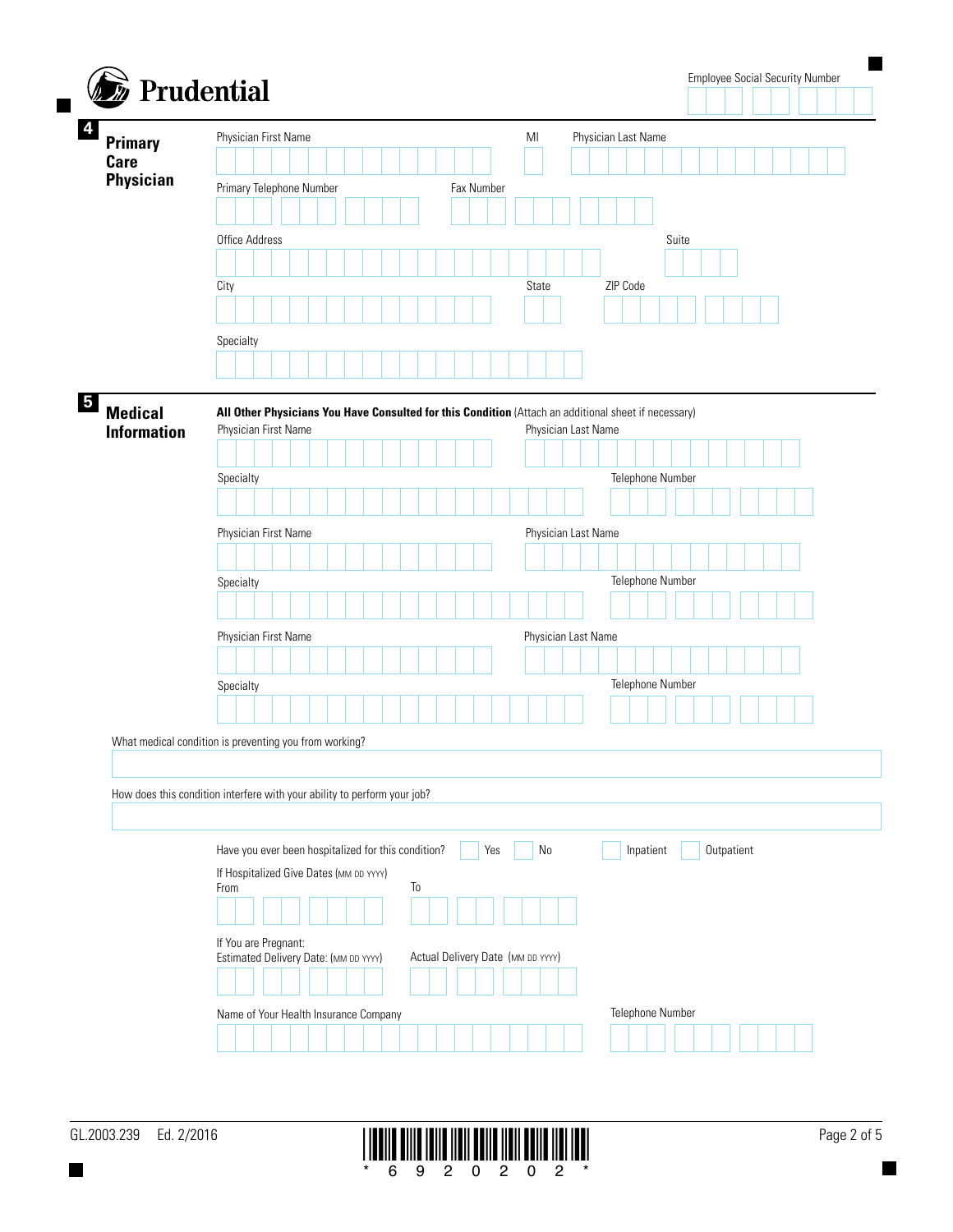Prudential

Employee Social Security Number

## 4 Primary Care Physician

Physician First Name

MI

Physician Last Name

Primary Telephone Number

Fax Number

Office Address

Suite

City

State

ZIP Code

Specialty

## 5 Medical Information

**All Other Physicians You Have Consulted for this Condition** (Attach an additional sheet if necessary)

Physician First Name

Physician Last Name

Specialty

Telephone Number

Physician First Name

Physician Last Name

Specialty

Telephone Number

Physician First Name

Physician Last Name

Specialty

Telephone Number

What medical condition is preventing you from working?

How does this condition interfere with your ability to perform your job?

Have you ever been hospitalized for this condition? ☐ Yes ☐ No ☐ Inpatient ☐ Outpatient

If Hospitalized Give Dates (MM DD YYYY)

From

To

If You are Pregnant:

Estimated Delivery Date: (MM DD YYYY)

Actual Delivery Date (MM DD YYYY)

Name of Your Health Insurance Company

Telephone Number

GL.2003.239 Ed. 2/2016

*6920202*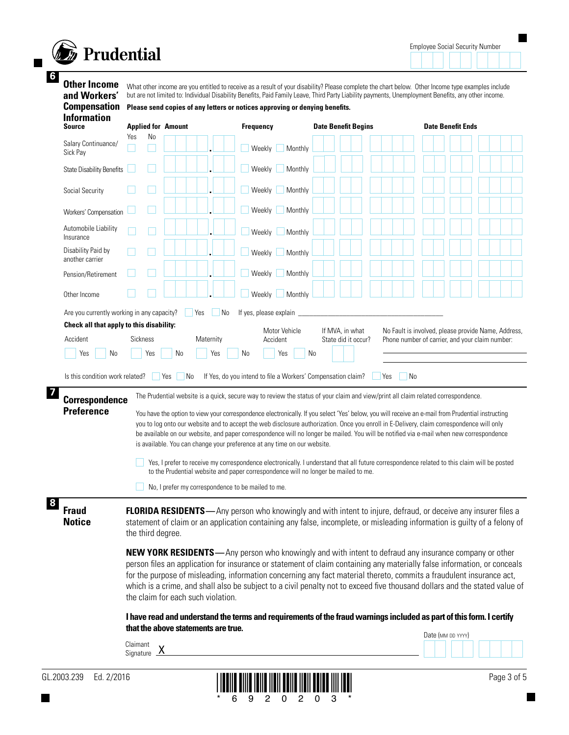Prudential

Employee Social Security Number

## 6 Other Income and Workers' Compensation Information

What other income are you entitled to receive as a result of your disability? Please complete the chart below. Other Income type examples include but are not limited to: Individual Disability Benefits, Paid Family Leave, Third Party Liability payments, Unemployment Benefits, any other income.

**Please send copies of any letters or notices approving or denying benefits.**

| Source | Applied for Yes | Applied for No | Amount | Frequency | Date Benefit Begins | Date Benefit Ends |
|---|---|---|---|---|---|---|
| Salary Continuance/ Sick Pay | ☐ | ☐ | . | ☐ Weekly ☐ Monthly | | |
| State Disability Benefits | ☐ | ☐ | . | ☐ Weekly ☐ Monthly | | |
| Social Security | ☐ | ☐ | . | ☐ Weekly ☐ Monthly | | |
| Workers' Compensation | ☐ | ☐ | . | ☐ Weekly ☐ Monthly | | |
| Automobile Liability Insurance | ☐ | ☐ | . | ☐ Weekly ☐ Monthly | | |
| Disability Paid by another carrier | ☐ | ☐ | . | ☐ Weekly ☐ Monthly | | |
| Pension/Retirement | ☐ | ☐ | . | ☐ Weekly ☐ Monthly | | |
| Other Income | ☐ | ☐ | . | ☐ Weekly ☐ Monthly | | |

Are you currently working in any capacity? ☐ Yes ☐ No If yes, please explain ______

**Check all that apply to this disability:**

| Accident | Sickness | Maternity | Motor Vehicle Accident | If MVA, in what State did it occur? | No Fault is involved, please provide Name, Address, Phone number of carrier, and your claim number: |
|---|---|---|---|---|---|
| ☐ Yes ☐ No | ☐ Yes ☐ No | ☐ Yes ☐ No | ☐ Yes ☐ No | | ______ |

Is this condition work related? ☐ Yes ☐ No If Yes, do you intend to file a Workers' Compensation claim? ☐ Yes ☐ No

## 7 Correspondence Preference

The Prudential website is a quick, secure way to review the status of your claim and view/print all claim related correspondence.

You have the option to view your correspondence electronically. If you select 'Yes' below, you will receive an e-mail from Prudential instructing you to log onto our website and to accept the web disclosure authorization. Once you enroll in E-Delivery, claim correspondence will only be available on our website, and paper correspondence will no longer be mailed. You will be notified via e-mail when new correspondence is available. You can change your preference at any time on our website.

☐ Yes, I prefer to receive my correspondence electronically. I understand that all future correspondence related to this claim will be posted to the Prudential website and paper correspondence will no longer be mailed to me.

☐ No, I prefer my correspondence to be mailed to me.

## 8 Fraud Notice

**FLORIDA RESIDENTS**—Any person who knowingly and with intent to injure, defraud, or deceive any insurer files a statement of claim or an application containing any false, incomplete, or misleading information is guilty of a felony of the third degree.

**NEW YORK RESIDENTS**—Any person who knowingly and with intent to defraud any insurance company or other person files an application for insurance or statement of claim containing any materially false information, or conceals for the purpose of misleading, information concerning any fact material thereto, commits a fraudulent insurance act, which is a crime, and shall also be subject to a civil penalty not to exceed five thousand dollars and the stated value of the claim for each such violation.

**I have read and understand the terms and requirements of the fraud warnings included as part of this form. I certify that the above statements are true.**

Claimant Signature X ______

Date (MM DD YYYY)

GL.2003.239 Ed. 2/2016

\* 6 9 2 0 2 0 3 \*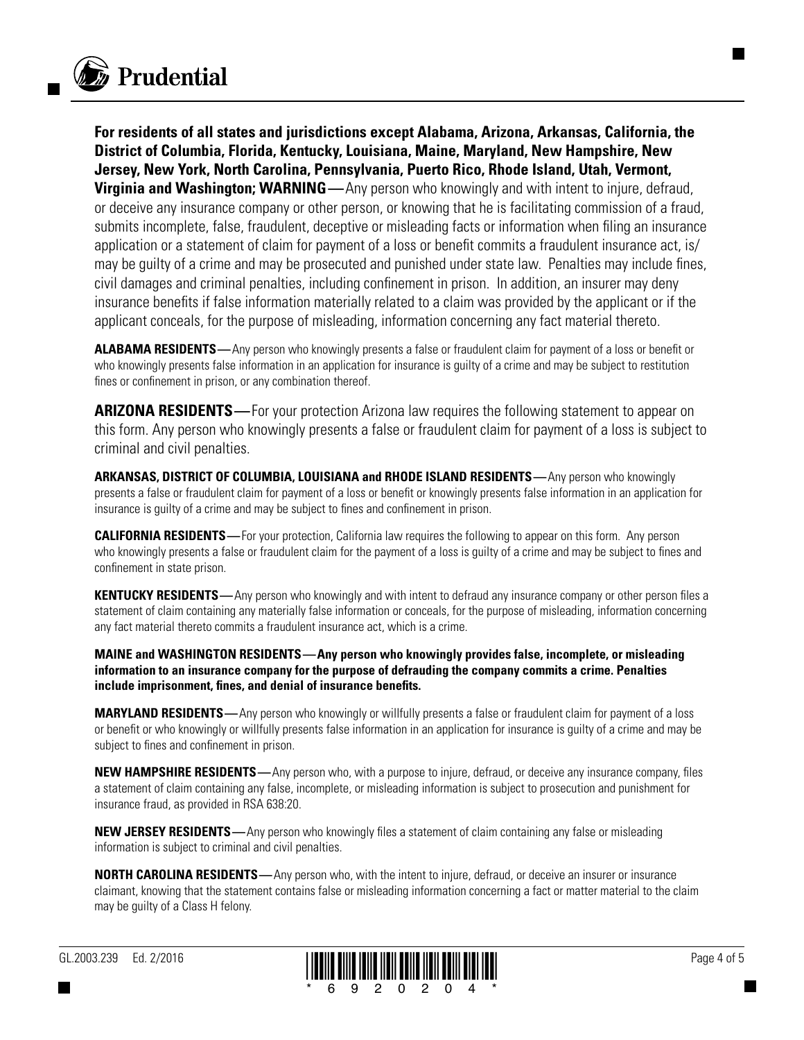**For residents of all states and jurisdictions except Alabama, Arizona, Arkansas, California, the District of Columbia, Florida, Kentucky, Louisiana, Maine, Maryland, New Hampshire, New Jersey, New York, North Carolina, Pennsylvania, Puerto Rico, Rhode Island, Utah, Vermont, Virginia and Washington; WARNING**—Any person who knowingly and with intent to injure, defraud, or deceive any insurance company or other person, or knowing that he is facilitating commission of a fraud, submits incomplete, false, fraudulent, deceptive or misleading facts or information when filing an insurance application or a statement of claim for payment of a loss or benefit commits a fraudulent insurance act, is/may be guilty of a crime and may be prosecuted and punished under state law. Penalties may include fines, civil damages and criminal penalties, including confinement in prison. In addition, an insurer may deny insurance benefits if false information materially related to a claim was provided by the applicant or if the applicant conceals, for the purpose of misleading, information concerning any fact material thereto.

**ALABAMA RESIDENTS**—Any person who knowingly presents a false or fraudulent claim for payment of a loss or benefit or who knowingly presents false information in an application for insurance is guilty of a crime and may be subject to restitution fines or confinement in prison, or any combination thereof.

**ARIZONA RESIDENTS**—For your protection Arizona law requires the following statement to appear on this form. Any person who knowingly presents a false or fraudulent claim for payment of a loss is subject to criminal and civil penalties.

**ARKANSAS, DISTRICT OF COLUMBIA, LOUISIANA and RHODE ISLAND RESIDENTS**—Any person who knowingly presents a false or fraudulent claim for payment of a loss or benefit or knowingly presents false information in an application for insurance is guilty of a crime and may be subject to fines and confinement in prison.

**CALIFORNIA RESIDENTS**—For your protection, California law requires the following to appear on this form. Any person who knowingly presents a false or fraudulent claim for the payment of a loss is guilty of a crime and may be subject to fines and confinement in state prison.

**KENTUCKY RESIDENTS**—Any person who knowingly and with intent to defraud any insurance company or other person files a statement of claim containing any materially false information or conceals, for the purpose of misleading, information concerning any fact material thereto commits a fraudulent insurance act, which is a crime.

**MAINE and WASHINGTON RESIDENTS—Any person who knowingly provides false, incomplete, or misleading information to an insurance company for the purpose of defrauding the company commits a crime. Penalties include imprisonment, fines, and denial of insurance benefits.**

**MARYLAND RESIDENTS**—Any person who knowingly or willfully presents a false or fraudulent claim for payment of a loss or benefit or who knowingly or willfully presents false information in an application for insurance is guilty of a crime and may be subject to fines and confinement in prison.

**NEW HAMPSHIRE RESIDENTS**—Any person who, with a purpose to injure, defraud, or deceive any insurance company, files a statement of claim containing any false, incomplete, or misleading information is subject to prosecution and punishment for insurance fraud, as provided in RSA 638:20.

**NEW JERSEY RESIDENTS**—Any person who knowingly files a statement of claim containing any false or misleading information is subject to criminal and civil penalties.

**NORTH CAROLINA RESIDENTS**—Any person who, with the intent to injure, defraud, or deceive an insurer or insurance claimant, knowing that the statement contains false or misleading information concerning a fact or matter material to the claim may be guilty of a Class H felony.

GL.2003.239 Ed. 2/2016

* 6 9 2 0 2 0 4 *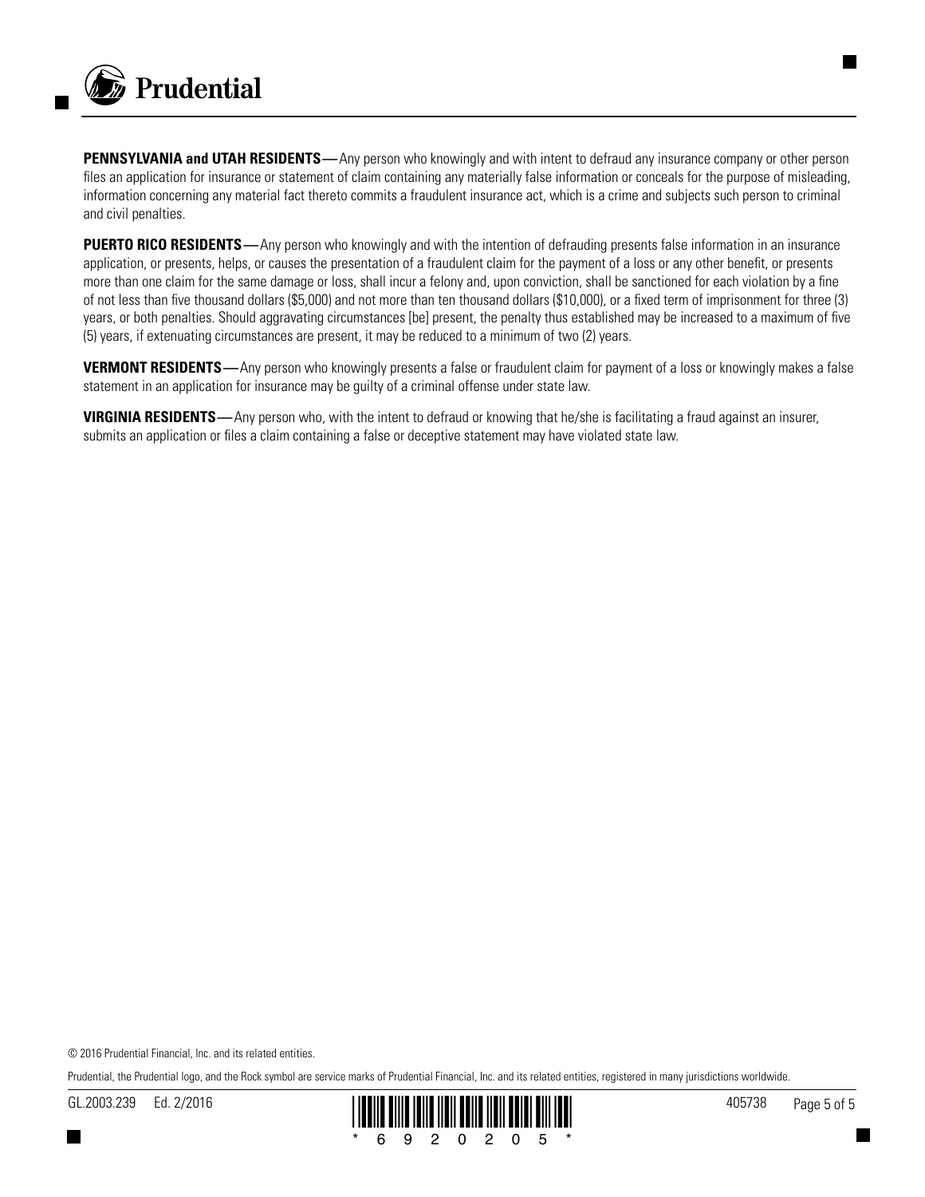**PENNSYLVANIA and UTAH RESIDENTS—**Any person who knowingly and with intent to defraud any insurance company or other person files an application for insurance or statement of claim containing any materially false information or conceals for the purpose of misleading, information concerning any material fact thereto commits a fraudulent insurance act, which is a crime and subjects such person to criminal and civil penalties.

**PUERTO RICO RESIDENTS—**Any person who knowingly and with the intention of defrauding presents false information in an insurance application, or presents, helps, or causes the presentation of a fraudulent claim for the payment of a loss or any other benefit, or presents more than one claim for the same damage or loss, shall incur a felony and, upon conviction, shall be sanctioned for each violation by a fine of not less than five thousand dollars ($5,000) and not more than ten thousand dollars ($10,000), or a fixed term of imprisonment for three (3) years, or both penalties. Should aggravating circumstances [be] present, the penalty thus established may be increased to a maximum of five (5) years, if extenuating circumstances are present, it may be reduced to a minimum of two (2) years.

**VERMONT RESIDENTS—**Any person who knowingly presents a false or fraudulent claim for payment of a loss or knowingly makes a false statement in an application for insurance may be guilty of a criminal offense under state law.

**VIRGINIA RESIDENTS—**Any person who, with the intent to defraud or knowing that he/she is facilitating a fraud against an insurer, submits an application or files a claim containing a false or deceptive statement may have violated state law.

© 2016 Prudential Financial, Inc. and its related entities.

Prudential, the Prudential logo, and the Rock symbol are service marks of Prudential Financial, Inc. and its related entities, registered in many jurisdictions worldwide.

GL.2003.239 Ed. 2/2016 *6920205* 405738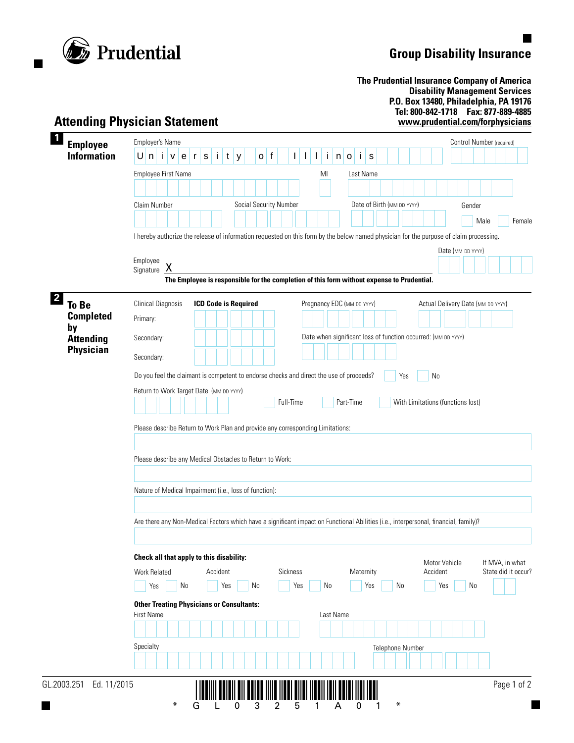**Prudential**

# Group Disability Insurance

**The Prudential Insurance Company of America**
**Disability Management Services**
**P.O. Box 13480, Philadelphia, PA 19176**
**Tel: 800-842-1718 Fax: 877-889-4885**
**www.prudential.com/forphysicians**

## Attending Physician Statement

### 1 Employee Information

Employer's Name: University of Illinois

Control Number (required):

Employee First Name: MI: Last Name:

Claim Number: Social Security Number: Date of Birth (MM DD YYYY): Gender: ☐ Male ☐ Female

I hereby authorize the release of information requested on this form by the below named physician for the purpose of claim processing.

Employee Signature X Date (MM DD YYYY):

**The Employee is responsible for the completion of this form without expense to Prudential.**

### 2 To Be Completed by Attending Physician

Clinical Diagnosis **ICD Code is Required**

Primary:

Secondary:

Secondary:

Pregnancy EDC (MM DD YYYY): Actual Delivery Date (MM DD YYYY):

Date when significant loss of function occurred: (MM DD YYYY)

Do you feel the claimant is competent to endorse checks and direct the use of proceeds? ☐ Yes ☐ No

Return to Work Target Date (MM DD YYYY): ☐ Full-Time ☐ Part-Time ☐ With Limitations (functions lost)

Please describe Return to Work Plan and provide any corresponding Limitations:

Please describe any Medical Obstacles to Return to Work:

Nature of Medical Impairment (i.e., loss of function):

Are there any Non-Medical Factors which have a significant impact on Functional Abilities (i.e., interpersonal, financial, family)?

**Check all that apply to this disability:**

Work Related ☐ Yes ☐ No

Accident ☐ Yes ☐ No

Sickness ☐ Yes ☐ No

Maternity ☐ Yes ☐ No

Motor Vehicle Accident ☐ Yes ☐ No

If MVA, in what State did it occur?

**Other Treating Physicians or Consultants:**

First Name: Last Name:

Specialty: Telephone Number:

GL.2003.251 Ed. 11/2015

*GL03251A01*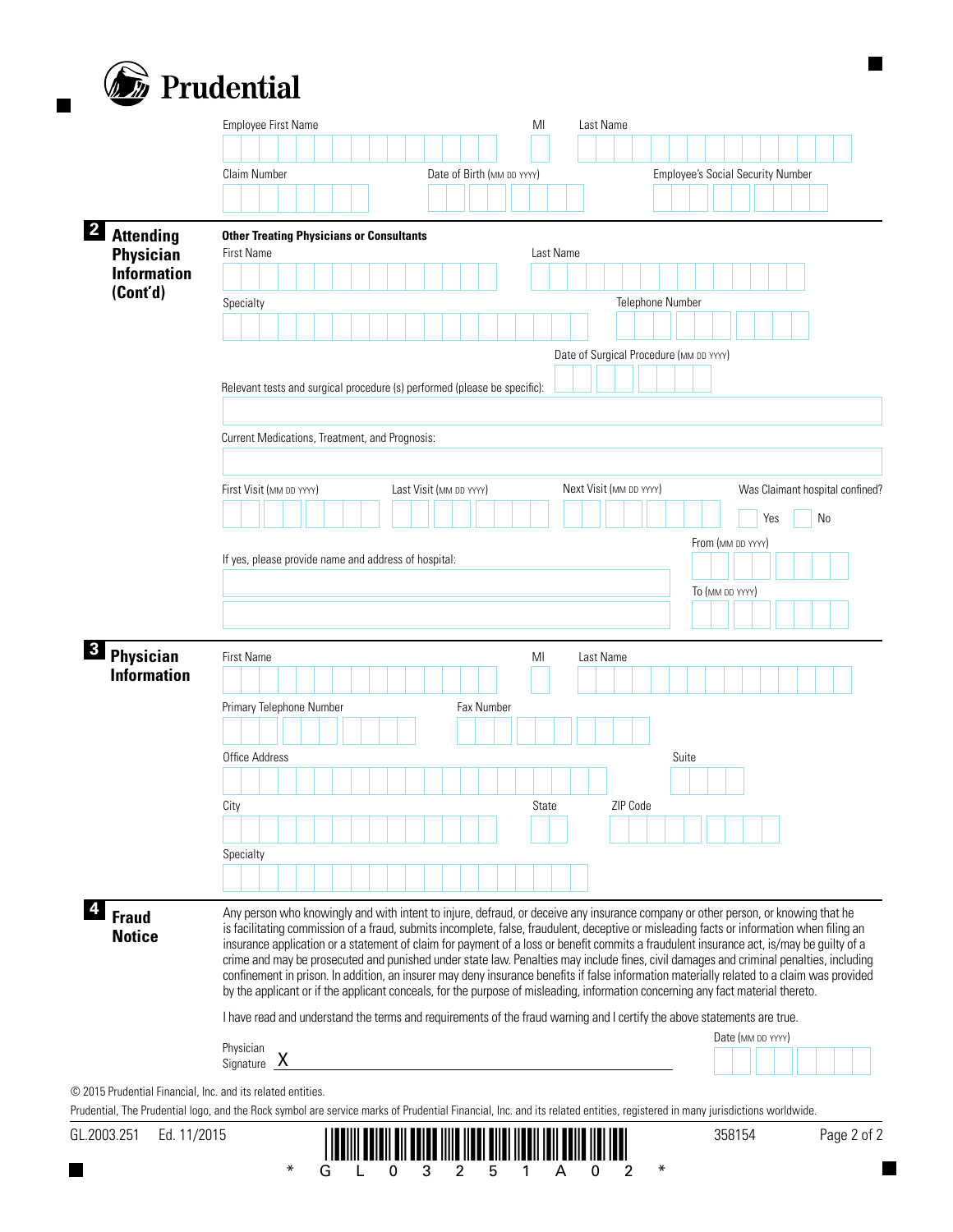# Prudential

Employee First Name | MI | Last Name

Claim Number | Date of Birth (MM DD YYYY) | Employee's Social Security Number

## 2 Attending Physician Information (Cont'd)

**Other Treating Physicians or Consultants**

First Name | Last Name

Specialty | Telephone Number

Date of Surgical Procedure (MM DD YYYY)

Relevant tests and surgical procedure (s) performed (please be specific):

Current Medications, Treatment, and Prognosis:

First Visit (MM DD YYYY) | Last Visit (MM DD YYYY) | Next Visit (MM DD YYYY) | Was Claimant hospital confined? Yes No

If yes, please provide name and address of hospital:

From (MM DD YYYY)

To (MM DD YYYY)

## 3 Physician Information

First Name | MI | Last Name

Primary Telephone Number | Fax Number

Office Address | Suite

City | State | ZIP Code

Specialty

## 4 Fraud Notice

Any person who knowingly and with intent to injure, defraud, or deceive any insurance company or other person, or knowing that he is facilitating commission of a fraud, submits incomplete, false, fraudulent, deceptive or misleading facts or information when filing an insurance application or a statement of claim for payment of a loss or benefit commits a fraudulent insurance act, is/may be guilty of a crime and may be prosecuted and punished under state law. Penalties may include fines, civil damages and criminal penalties, including confinement in prison. In addition, an insurer may deny insurance benefits if false information materially related to a claim was provided by the applicant or if the applicant conceals, for the purpose of misleading, information concerning any fact material thereto.

I have read and understand the terms and requirements of the fraud warning and I certify the above statements are true.

Physician Signature X ______________________ Date (MM DD YYYY)

© 2015 Prudential Financial, Inc. and its related entities.

Prudential, The Prudential logo, and the Rock symbol are service marks of Prudential Financial, Inc. and its related entities, registered in many jurisdictions worldwide.

GL.2003.251 Ed. 11/2015 358154

*GL0325 1A02*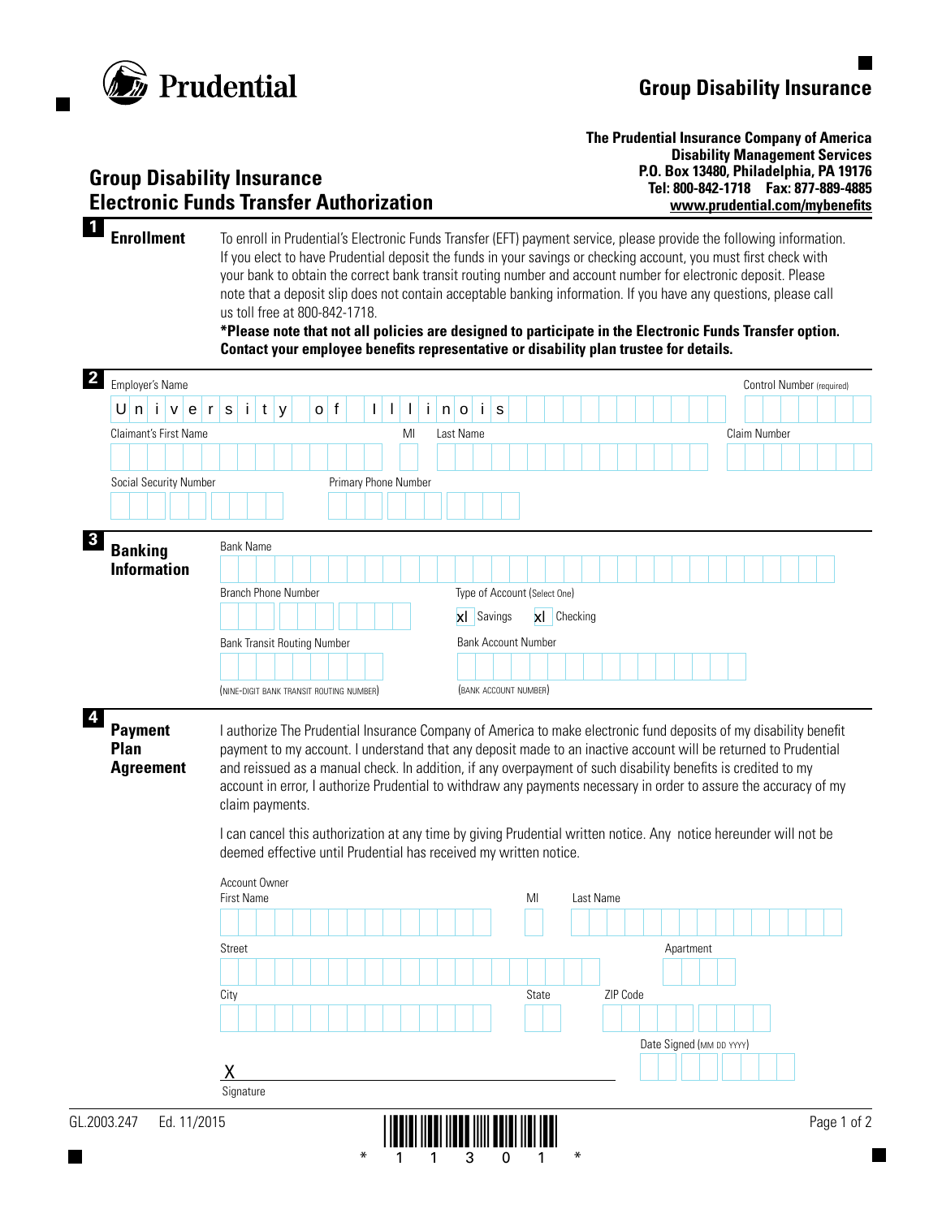Prudential

# Group Disability Insurance

**The Prudential Insurance Company of America**
**Disability Management Services**
**P.O. Box 13480, Philadelphia, PA 19176**
**Tel: 800-842-1718 Fax: 877-889-4885**
**www.prudential.com/mybenefits**

## Group Disability Insurance Electronic Funds Transfer Authorization

### 1 Enrollment

To enroll in Prudential's Electronic Funds Transfer (EFT) payment service, please provide the following information. If you elect to have Prudential deposit the funds in your savings or checking account, you must first check with your bank to obtain the correct bank transit routing number and account number for electronic deposit. Please note that a deposit slip does not contain acceptable banking information. If you have any questions, please call us toll free at 800-842-1718.

**\*Please note that not all policies are designed to participate in the Electronic Funds Transfer option. Contact your employee benefits representative or disability plan trustee for details.**

### 2

Employer's Name: University of Illinois

Control Number (required):

Claimant's First Name: MI: Last Name: Claim Number:

Social Security Number: Primary Phone Number:

### 3 Banking Information

Bank Name:

Branch Phone Number:

Type of Account (Select One): xl Savings xl Checking

Bank Transit Routing Number: (NINE-DIGIT BANK TRANSIT ROUTING NUMBER)

Bank Account Number: (BANK ACCOUNT NUMBER)

### 4 Payment Plan Agreement

I authorize The Prudential Insurance Company of America to make electronic fund deposits of my disability benefit payment to my account. I understand that any deposit made to an inactive account will be returned to Prudential and reissued as a manual check. In addition, if any overpayment of such disability benefits is credited to my account in error, I authorize Prudential to withdraw any payments necessary in order to assure the accuracy of my claim payments.

I can cancel this authorization at any time by giving Prudential written notice. Any notice hereunder will not be deemed effective until Prudential has received my written notice.

Account Owner
First Name: MI: Last Name:

Street: Apartment:

City: State: ZIP Code:

X

Signature

Date Signed (MM DD YYYY):

GL.2003.247 Ed. 11/2015

\* 1 1 3 0 1 \*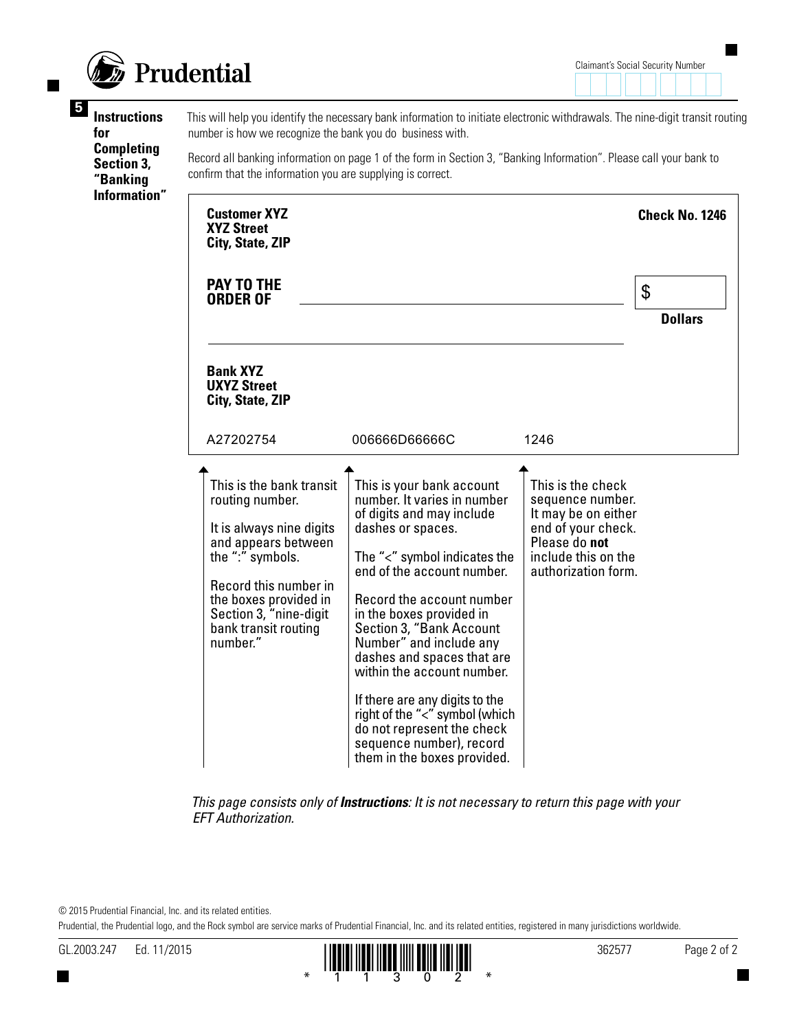## 5 Instructions for Completing Section 3, "Banking Information"

This will help you identify the necessary bank information to initiate electronic withdrawals. The nine-digit transit routing number is how we recognize the bank you do business with.

Record all banking information on page 1 of the form in Section 3, "Banking Information". Please call your bank to confirm that the information you are supplying is correct.

**Customer XYZ**
**XYZ Street**
**City, State, ZIP**

**Check No. 1246**

**PAY TO THE ORDER OF** ______________________ $ ______

**Dollars**

**Bank XYZ**
**UXYZ Street**
**City, State, ZIP**

A27202754 006666D66666C 1246

| This is the bank transit routing number. | This is your bank account number. It varies in number of digits and may include dashes or spaces. | This is the check sequence number. It may be on either end of your check. Please do **not** include this on the authorization form. |
|---|---|---|
| It is always nine digits and appears between the ":" symbols. | The "<" symbol indicates the end of the account number. | |
| Record this number in the boxes provided in Section 3, "nine-digit bank transit routing number." | Record the account number in the boxes provided in Section 3, "Bank Account Number" and include any dashes and spaces that are within the account number. | |
| | If there are any digits to the right of the "<" symbol (which do not represent the check sequence number), record them in the boxes provided. | |

*This page consists only of **Instructions**: It is not necessary to return this page with your EFT Authorization.*

© 2015 Prudential Financial, Inc. and its related entities.

Prudential, the Prudential logo, and the Rock symbol are service marks of Prudential Financial, Inc. and its related entities, registered in many jurisdictions worldwide.

GL.2003.247 Ed. 11/2015 362577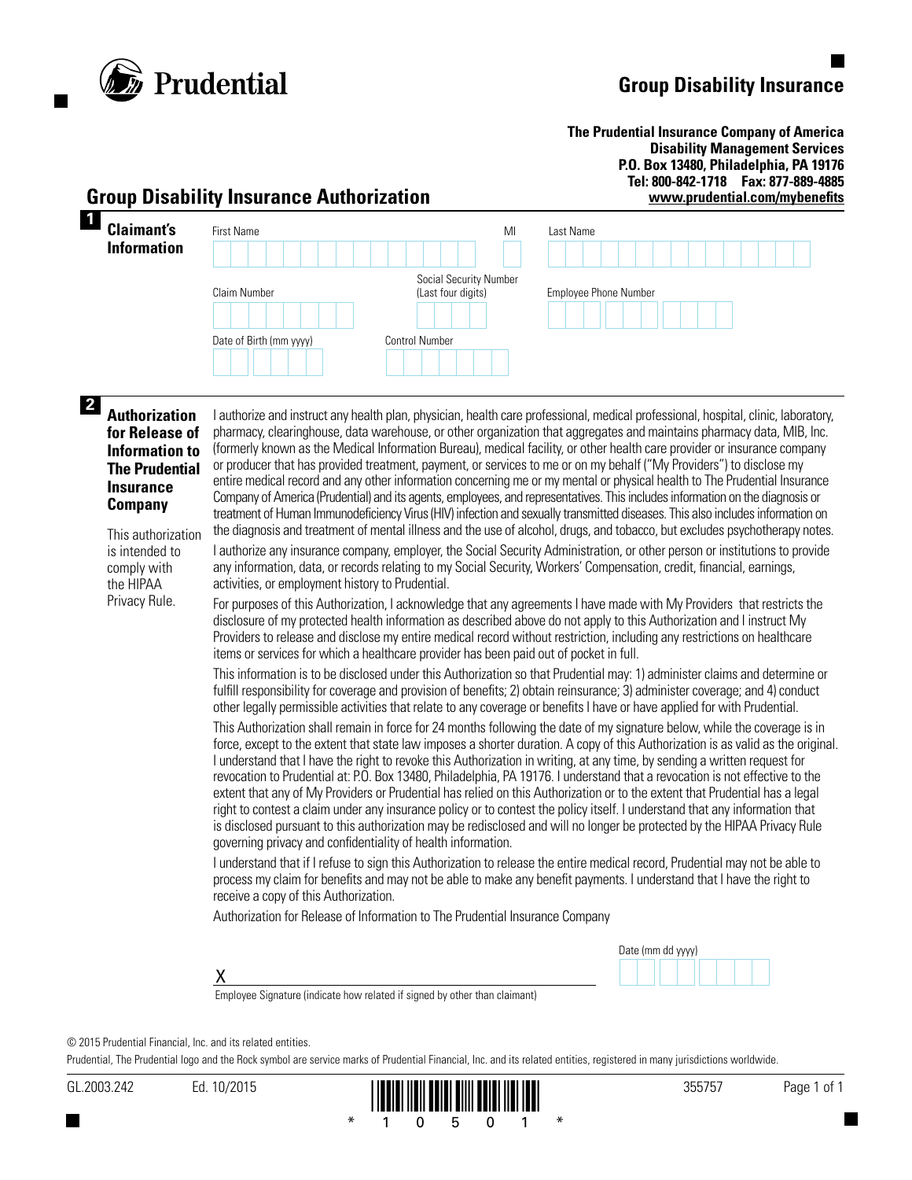Prudential

# Group Disability Insurance

**The Prudential Insurance Company of America**
**Disability Management Services**
**P.O. Box 13480, Philadelphia, PA 19176**
**Tel: 800-842-1718 Fax: 877-889-4885**
**www.prudential.com/mybenefits**

## Group Disability Insurance Authorization

### 1 Claimant's Information

First Name

MI

Last Name

Claim Number

Social Security Number (Last four digits)

Employee Phone Number

Date of Birth (mm yyyy)

Control Number

### 2 Authorization for Release of Information to The Prudential Insurance Company

This authorization is intended to comply with the HIPAA Privacy Rule.

I authorize and instruct any health plan, physician, health care professional, medical professional, hospital, clinic, laboratory, pharmacy, clearinghouse, data warehouse, or other organization that aggregates and maintains pharmacy data, MIB, Inc. (formerly known as the Medical Information Bureau), medical facility, or other health care provider or insurance company or producer that has provided treatment, payment, or services to me or on my behalf ("My Providers") to disclose my entire medical record and any other information concerning me or my mental or physical health to The Prudential Insurance Company of America (Prudential) and its agents, employees, and representatives. This includes information on the diagnosis or treatment of Human Immunodeficiency Virus (HIV) infection and sexually transmitted diseases. This also includes information on the diagnosis and treatment of mental illness and the use of alcohol, drugs, and tobacco, but excludes psychotherapy notes.

I authorize any insurance company, employer, the Social Security Administration, or other person or institutions to provide any information, data, or records relating to my Social Security, Workers' Compensation, credit, financial, earnings, activities, or employment history to Prudential.

For purposes of this Authorization, I acknowledge that any agreements I have made with My Providers that restricts the disclosure of my protected health information as described above do not apply to this Authorization and I instruct My Providers to release and disclose my entire medical record without restriction, including any restrictions on healthcare items or services for which a healthcare provider has been paid out of pocket in full.

This information is to be disclosed under this Authorization so that Prudential may: 1) administer claims and determine or fulfill responsibility for coverage and provision of benefits; 2) obtain reinsurance; 3) administer coverage; and 4) conduct other legally permissible activities that relate to any coverage or benefits I have or have applied for with Prudential.

This Authorization shall remain in force for 24 months following the date of my signature below, while the coverage is in force, except to the extent that state law imposes a shorter duration. A copy of this Authorization is as valid as the original. I understand that I have the right to revoke this Authorization in writing, at any time, by sending a written request for revocation to Prudential at: P.O. Box 13480, Philadelphia, PA 19176. I understand that a revocation is not effective to the extent that any of My Providers or Prudential has relied on this Authorization or to the extent that Prudential has a legal right to contest a claim under any insurance policy or to contest the policy itself. I understand that any information that is disclosed pursuant to this authorization may be redisclosed and will no longer be protected by the HIPAA Privacy Rule governing privacy and confidentiality of health information.

I understand that if I refuse to sign this Authorization to release the entire medical record, Prudential may not be able to process my claim for benefits and may not be able to make any benefit payments. I understand that I have the right to receive a copy of this Authorization.

Authorization for Release of Information to The Prudential Insurance Company

X ____________________________________________
Employee Signature (indicate how related if signed by other than claimant)

Date (mm dd yyyy)

© 2015 Prudential Financial, Inc. and its related entities.
Prudential, The Prudential logo and the Rock symbol are service marks of Prudential Financial, Inc. and its related entities, registered in many jurisdictions worldwide.

GL.2003.242 Ed. 10/2015 * 1 0 5 0 1 * 355757